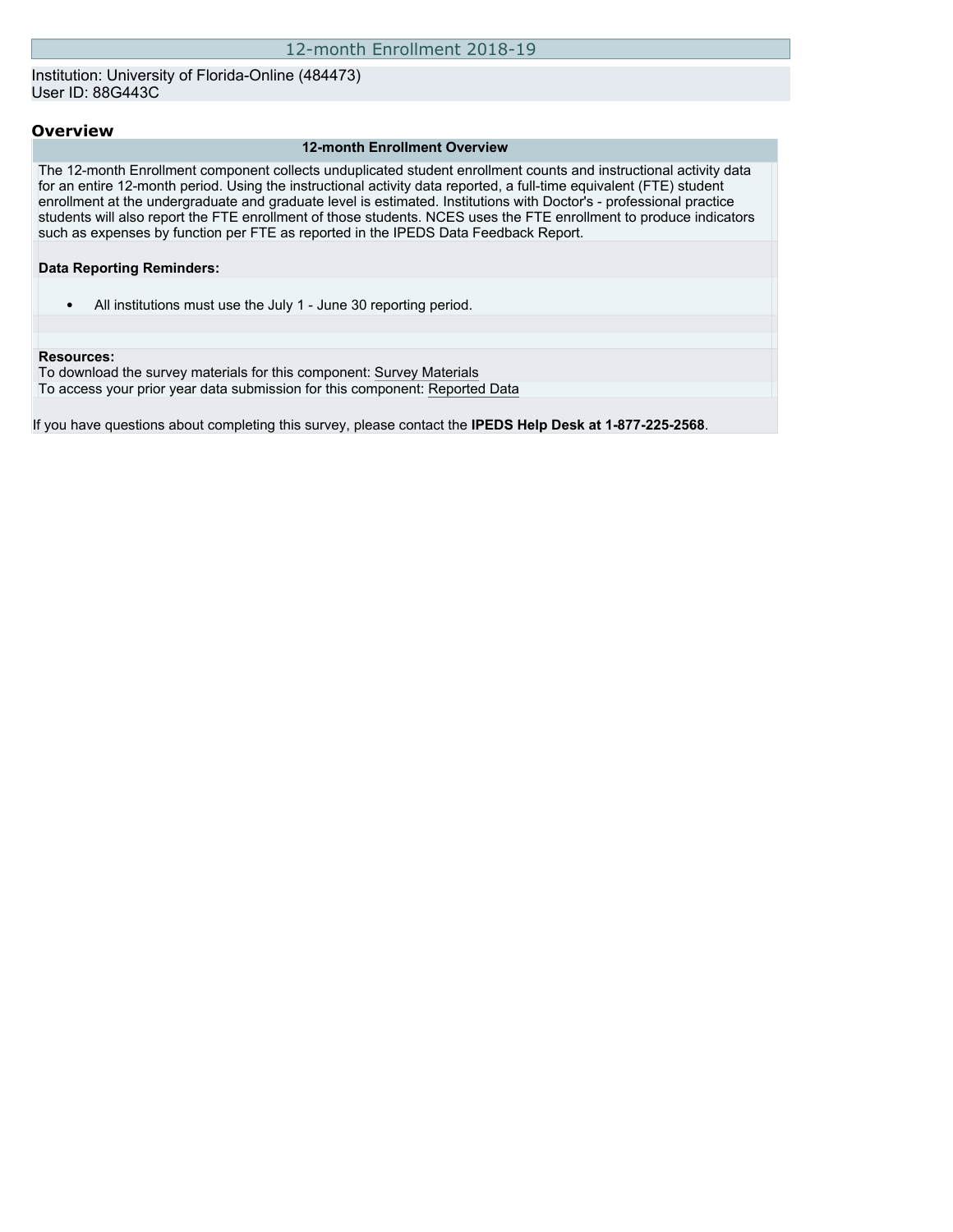# 12-month Enrollment 2018-19

Institution: University of Florida-Online (484473)
User ID: 88G443C

## Overview

### 12-month Enrollment Overview

The 12-month Enrollment component collects unduplicated student enrollment counts and instructional activity data for an entire 12-month period. Using the instructional activity data reported, a full-time equivalent (FTE) student enrollment at the undergraduate and graduate level is estimated. Institutions with Doctor's - professional practice students will also report the FTE enrollment of those students. NCES uses the FTE enrollment to produce indicators such as expenses by function per FTE as reported in the IPEDS Data Feedback Report.

**Data Reporting Reminders:**

- All institutions must use the July 1 - June 30 reporting period.

**Resources:**
To download the survey materials for this component: Survey Materials
To access your prior year data submission for this component: Reported Data

If you have questions about completing this survey, please contact the **IPEDS Help Desk at 1-877-225-2568**.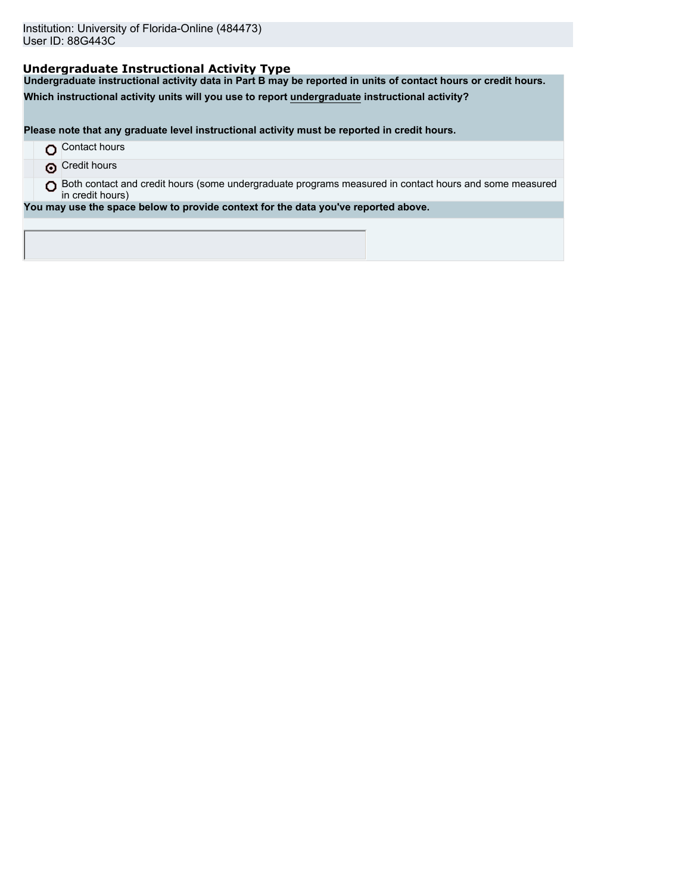Institution: University of Florida-Online (484473)
User ID: 88G443C

## Undergraduate Instructional Activity Type

**Undergraduate instructional activity data in Part B may be reported in units of contact hours or credit hours.**

**Which instructional activity units will you use to report undergraduate instructional activity?**

**Please note that any graduate level instructional activity must be reported in credit hours.**

- ○ Contact hours
- ◉ Credit hours
- ○ Both contact and credit hours (some undergraduate programs measured in contact hours and some measured in credit hours)

**You may use the space below to provide context for the data you've reported above.**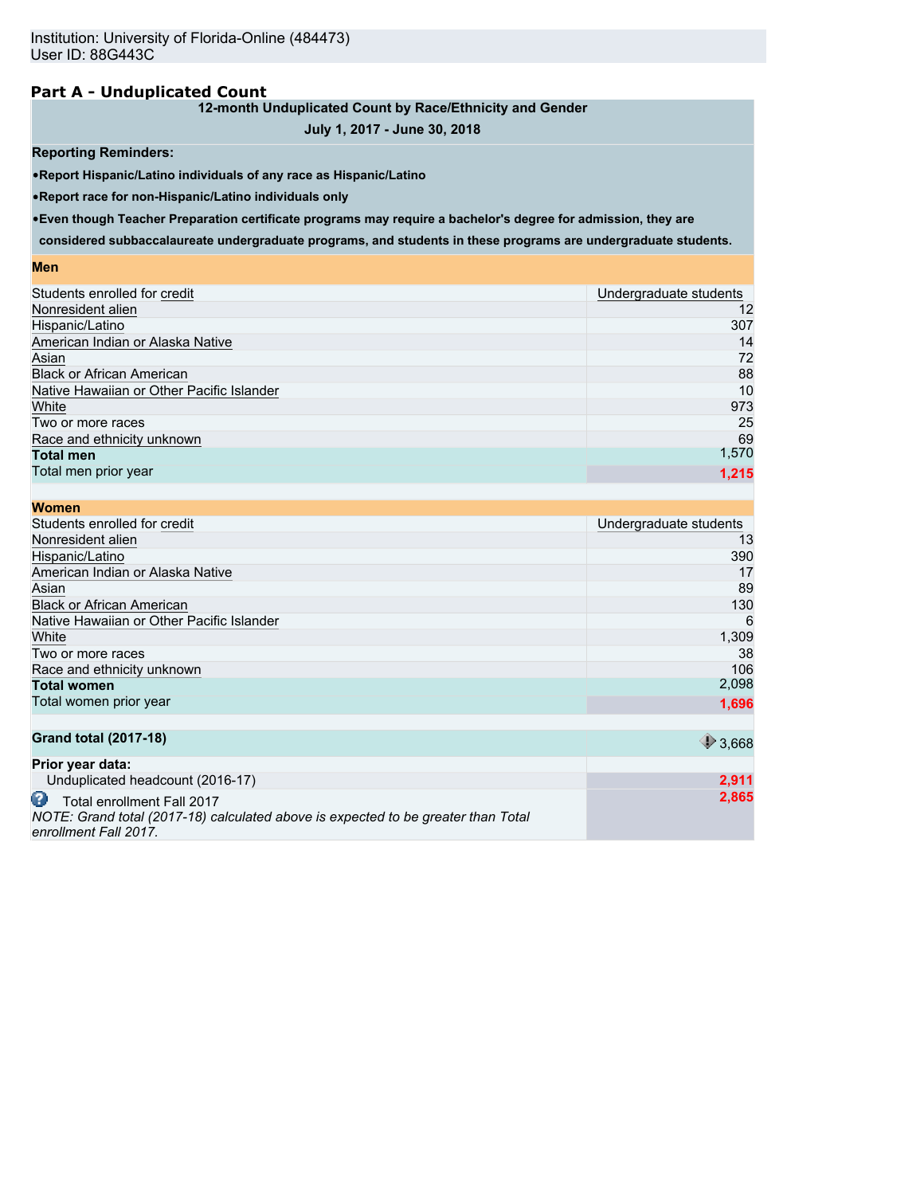Institution: University of Florida-Online (484473)
User ID: 88G443C

## Part A - Unduplicated Count

**12-month Unduplicated Count by Race/Ethnicity and Gender**

**July 1, 2017 - June 30, 2018**

**Reporting Reminders:**

- **Report Hispanic/Latino individuals of any race as Hispanic/Latino**
- **Report race for non-Hispanic/Latino individuals only**
- **Even though Teacher Preparation certificate programs may require a bachelor's degree for admission, they are considered subbaccalaureate undergraduate programs, and students in these programs are undergraduate students.**

**Men**

| Students enrolled for credit | Undergraduate students |
|---|---|
| Nonresident alien | 12 |
| Hispanic/Latino | 307 |
| American Indian or Alaska Native | 14 |
| Asian | 72 |
| Black or African American | 88 |
| Native Hawaiian or Other Pacific Islander | 10 |
| White | 973 |
| Two or more races | 25 |
| Race and ethnicity unknown | 69 |
| **Total men** | 1,570 |
| Total men prior year | 1,215 |

**Women**

| Students enrolled for credit | Undergraduate students |
|---|---|
| Nonresident alien | 13 |
| Hispanic/Latino | 390 |
| American Indian or Alaska Native | 17 |
| Asian | 89 |
| Black or African American | 130 |
| Native Hawaiian or Other Pacific Islander | 6 |
| White | 1,309 |
| Two or more races | 38 |
| Race and ethnicity unknown | 106 |
| **Total women** | 2,098 |
| Total women prior year | 1,696 |

| | |
|---|---|
| **Grand total (2017-18)** | 3,668 |
| **Prior year data:** | |
| Unduplicated headcount (2016-17) | 2,911 |
| Total enrollment Fall 2017<br>*NOTE: Grand total (2017-18) calculated above is expected to be greater than Total enrollment Fall 2017.* | 2,865 |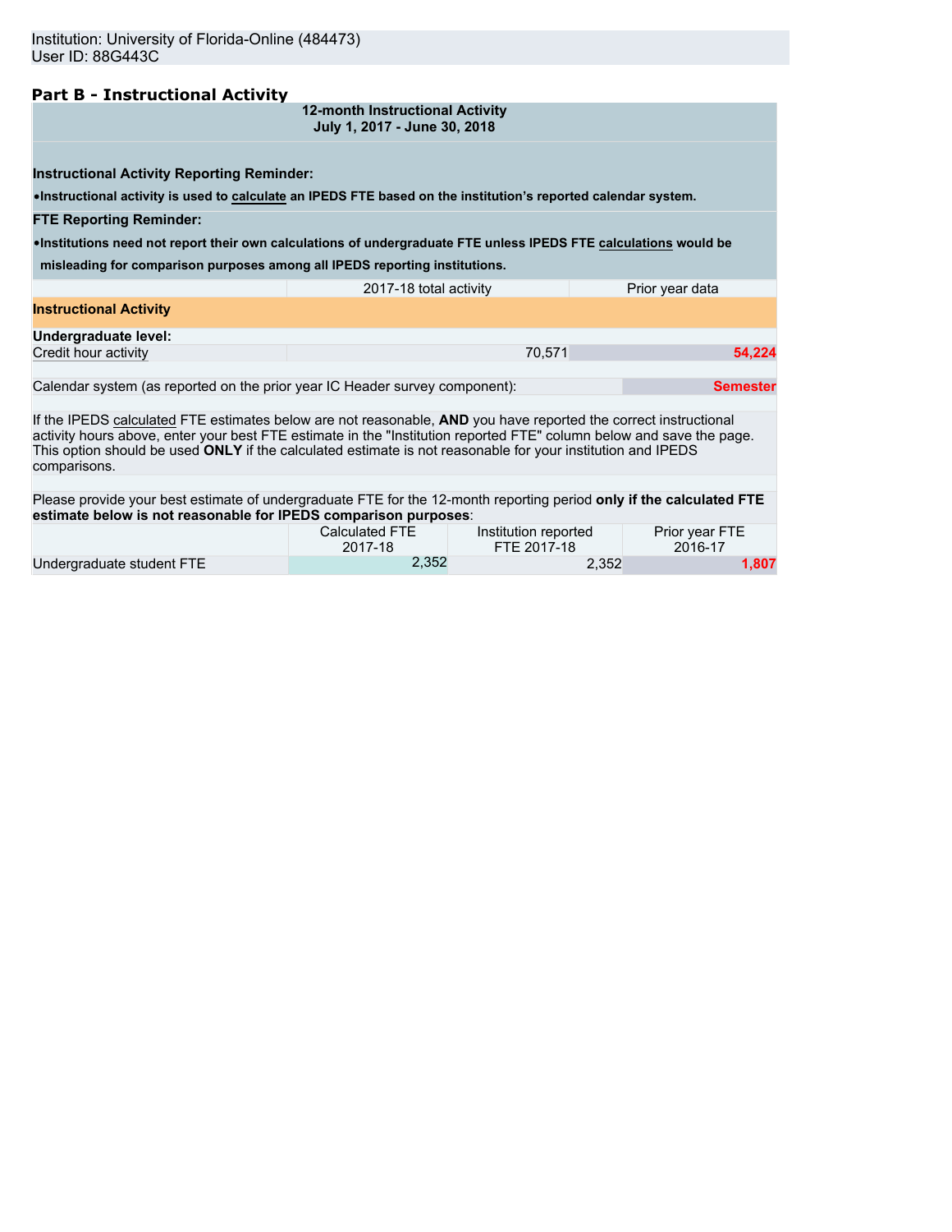Institution: University of Florida-Online (484473)
User ID: 88G443C

## Part B - Instructional Activity

**12-month Instructional Activity**
**July 1, 2017 - June 30, 2018**

**Instructional Activity Reporting Reminder:**

- **Instructional activity is used to calculate an IPEDS FTE based on the institution's reported calendar system.**

**FTE Reporting Reminder:**

- **Institutions need not report their own calculations of undergraduate FTE unless IPEDS FTE calculations would be misleading for comparison purposes among all IPEDS reporting institutions.**

| | 2017-18 total activity | Prior year data |
|---|---|---|
| **Instructional Activity** | | |
| **Undergraduate level:** | | |
| Credit hour activity | 70,571 | 54,224 |

Calendar system (as reported on the prior year IC Header survey component): Semester

If the IPEDS calculated FTE estimates below are not reasonable, **AND** you have reported the correct instructional activity hours above, enter your best FTE estimate in the "Institution reported FTE" column below and save the page. This option should be used **ONLY** if the calculated estimate is not reasonable for your institution and IPEDS comparisons.

Please provide your best estimate of undergraduate FTE for the 12-month reporting period **only if the calculated FTE estimate below is not reasonable for IPEDS comparison purposes**:

| | Calculated FTE 2017-18 | Institution reported FTE 2017-18 | Prior year FTE 2016-17 |
|---|---|---|---|
| Undergraduate student FTE | 2,352 | 2,352 | 1,807 |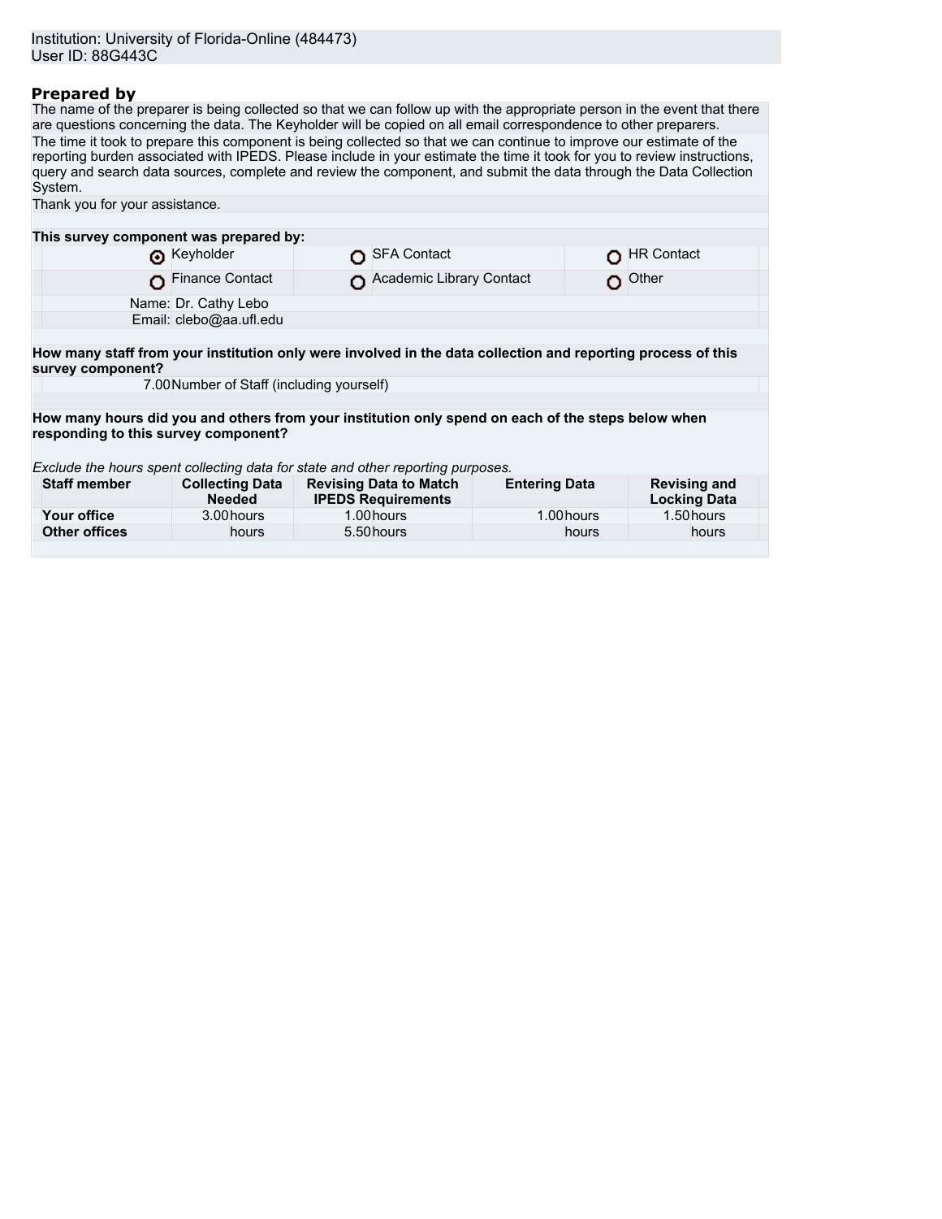Institution: University of Florida-Online (484473)
User ID: 88G443C

## Prepared by

The name of the preparer is being collected so that we can follow up with the appropriate person in the event that there are questions concerning the data. The Keyholder will be copied on all email correspondence to other preparers.

The time it took to prepare this component is being collected so that we can continue to improve our estimate of the reporting burden associated with IPEDS. Please include in your estimate the time it took for you to review instructions, query and search data sources, complete and review the component, and submit the data through the Data Collection System.

Thank you for your assistance.

**This survey component was prepared by:**

| | | |
|---|---|---|
| ◉ Keyholder | ○ SFA Contact | ○ HR Contact |
| ○ Finance Contact | ○ Academic Library Contact | ○ Other |

Name: Dr. Cathy Lebo
Email: clebo@aa.ufl.edu

**How many staff from your institution only were involved in the data collection and reporting process of this survey component?**

7.00 Number of Staff (including yourself)

**How many hours did you and others from your institution only spend on each of the steps below when responding to this survey component?**

*Exclude the hours spent collecting data for state and other reporting purposes.*

| Staff member | Collecting Data Needed | Revising Data to Match IPEDS Requirements | Entering Data | Revising and Locking Data |
|---|---|---|---|---|
| **Your office** | 3.00 hours | 1.00 hours | 1.00 hours | 1.50 hours |
| **Other offices** | hours | 5.50 hours | hours | hours |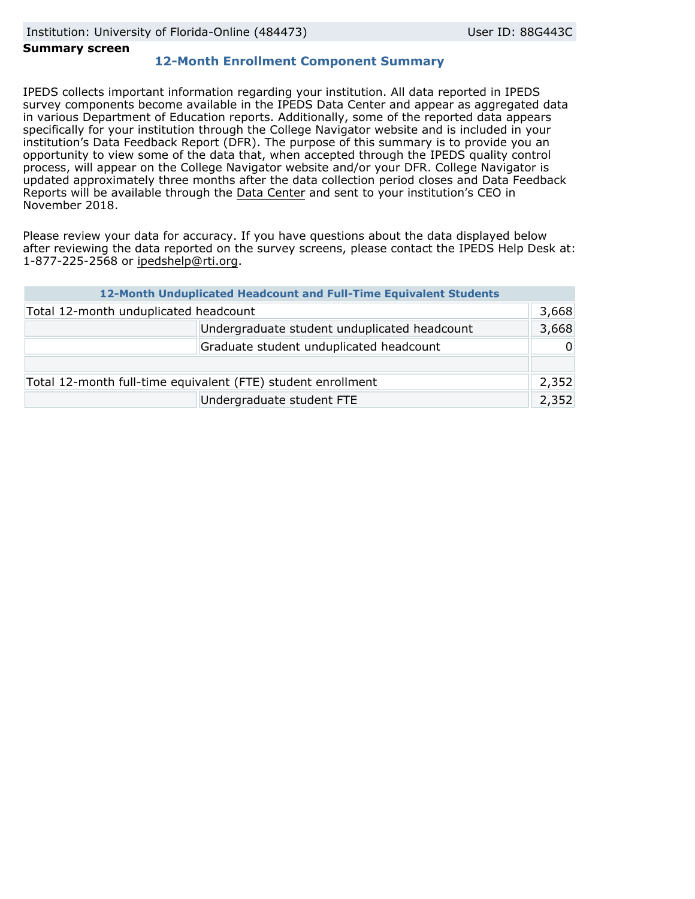Institution: University of Florida-Online (484473) User ID: 88G443C

**Summary screen**

## 12-Month Enrollment Component Summary

IPEDS collects important information regarding your institution. All data reported in IPEDS survey components become available in the IPEDS Data Center and appear as aggregated data in various Department of Education reports. Additionally, some of the reported data appears specifically for your institution through the College Navigator website and is included in your institution's Data Feedback Report (DFR). The purpose of this summary is to provide you an opportunity to view some of the data that, when accepted through the IPEDS quality control process, will appear on the College Navigator website and/or your DFR. College Navigator is updated approximately three months after the data collection period closes and Data Feedback Reports will be available through the Data Center and sent to your institution's CEO in November 2018.

Please review your data for accuracy. If you have questions about the data displayed below after reviewing the data reported on the survey screens, please contact the IPEDS Help Desk at: 1-877-225-2568 or ipedshelp@rti.org.

| 12-Month Unduplicated Headcount and Full-Time Equivalent Students | | |
|---|---|---|
| Total 12-month unduplicated headcount | | 3,668 |
| | Undergraduate student unduplicated headcount | 3,668 |
| | Graduate student unduplicated headcount | 0 |
| | | |
| Total 12-month full-time equivalent (FTE) student enrollment | | 2,352 |
| | Undergraduate student FTE | 2,352 |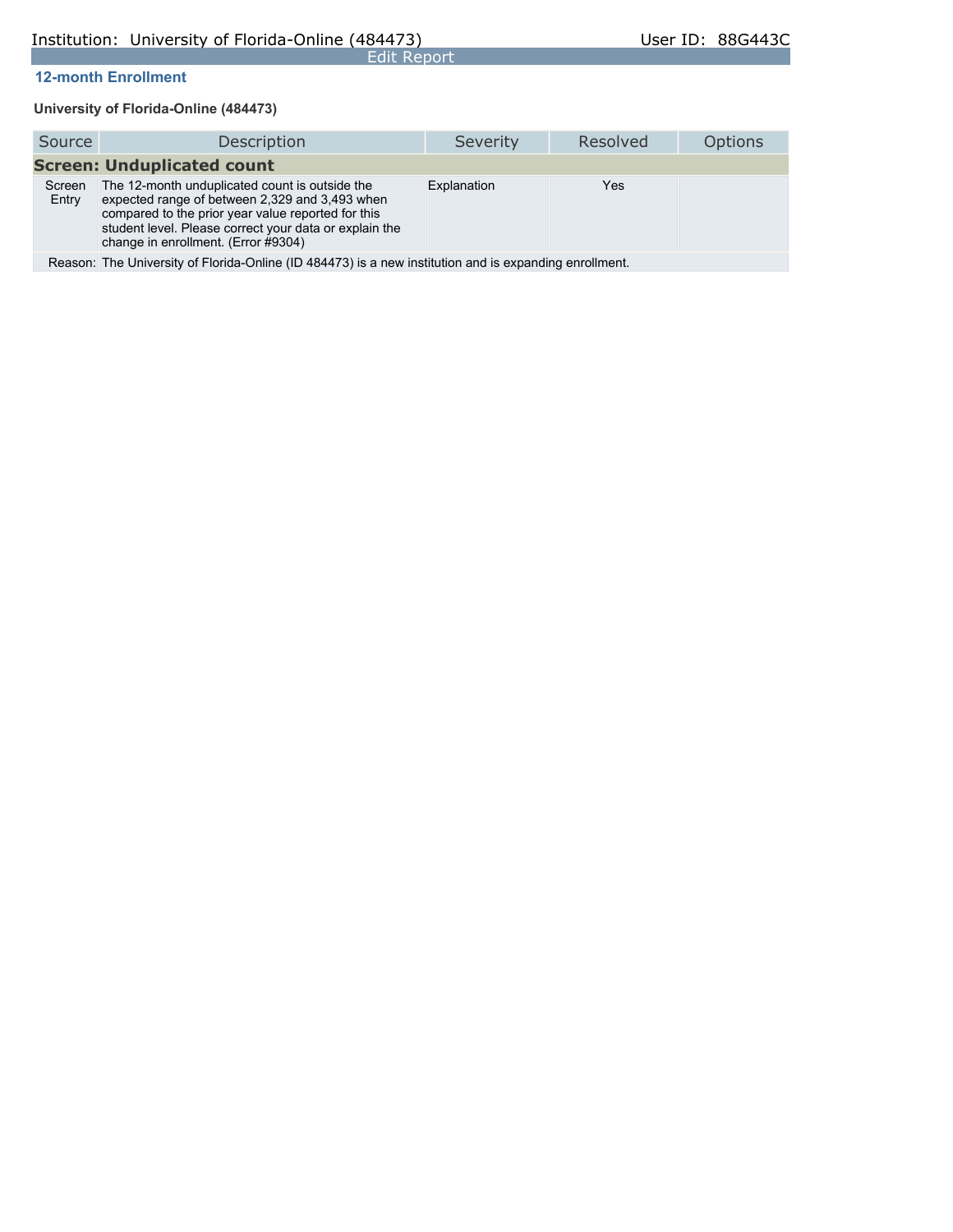Institution: University of Florida-Online (484473) User ID: 88G443C

Edit Report

## 12-month Enrollment

**University of Florida-Online (484473)**

| Source | Description | Severity | Resolved | Options |
|---|---|---|---|---|
| **Screen: Unduplicated count** | | | | |
| Screen Entry | The 12-month unduplicated count is outside the expected range of between 2,329 and 3,493 when compared to the prior year value reported for this student level. Please correct your data or explain the change in enrollment. (Error #9304) | Explanation | Yes | |
| Reason: | The University of Florida-Online (ID 484473) is a new institution and is expanding enrollment. | | | |